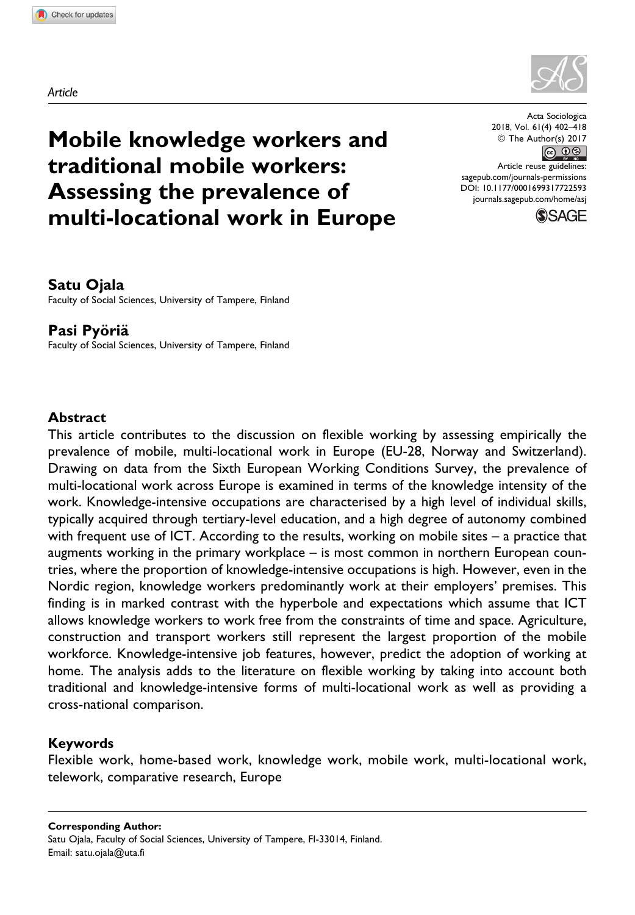*Article*

# Mobile knowledge workers and traditional mobile workers: Assessing the prevalence of multi-locational work in Europe

Acta Sociologica
2018, Vol. 61(4) 402–418
© The Author(s) 2017
Article reuse guidelines:
sagepub.com/journals-permissions
DOI: 10.1177/0001699317722593
journals.sagepub.com/home/asj

**Satu Ojala**
Faculty of Social Sciences, University of Tampere, Finland

**Pasi Pyöriä**
Faculty of Social Sciences, University of Tampere, Finland

## Abstract

This article contributes to the discussion on flexible working by assessing empirically the prevalence of mobile, multi-locational work in Europe (EU-28, Norway and Switzerland). Drawing on data from the Sixth European Working Conditions Survey, the prevalence of multi-locational work across Europe is examined in terms of the knowledge intensity of the work. Knowledge-intensive occupations are characterised by a high level of individual skills, typically acquired through tertiary-level education, and a high degree of autonomy combined with frequent use of ICT. According to the results, working on mobile sites – a practice that augments working in the primary workplace – is most common in northern European countries, where the proportion of knowledge-intensive occupations is high. However, even in the Nordic region, knowledge workers predominantly work at their employers' premises. This finding is in marked contrast with the hyperbole and expectations which assume that ICT allows knowledge workers to work free from the constraints of time and space. Agriculture, construction and transport workers still represent the largest proportion of the mobile workforce. Knowledge-intensive job features, however, predict the adoption of working at home. The analysis adds to the literature on flexible working by taking into account both traditional and knowledge-intensive forms of multi-locational work as well as providing a cross-national comparison.

## Keywords

Flexible work, home-based work, knowledge work, mobile work, multi-locational work, telework, comparative research, Europe

**Corresponding Author:**
Satu Ojala, Faculty of Social Sciences, University of Tampere, FI-33014, Finland.
Email: satu.ojala@uta.fi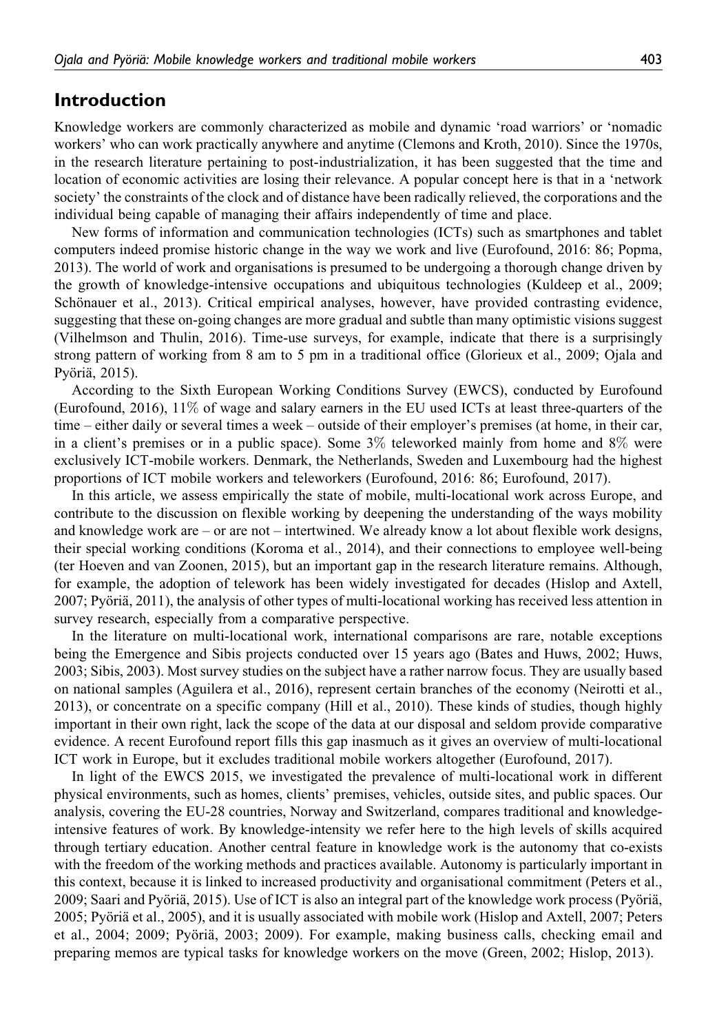## Introduction

Knowledge workers are commonly characterized as mobile and dynamic 'road warriors' or 'nomadic workers' who can work practically anywhere and anytime (Clemons and Kroth, 2010). Since the 1970s, in the research literature pertaining to post-industrialization, it has been suggested that the time and location of economic activities are losing their relevance. A popular concept here is that in a 'network society' the constraints of the clock and of distance have been radically relieved, the corporations and the individual being capable of managing their affairs independently of time and place.

New forms of information and communication technologies (ICTs) such as smartphones and tablet computers indeed promise historic change in the way we work and live (Eurofound, 2016: 86; Popma, 2013). The world of work and organisations is presumed to be undergoing a thorough change driven by the growth of knowledge-intensive occupations and ubiquitous technologies (Kuldeep et al., 2009; Schönauer et al., 2013). Critical empirical analyses, however, have provided contrasting evidence, suggesting that these on-going changes are more gradual and subtle than many optimistic visions suggest (Vilhelmson and Thulin, 2016). Time-use surveys, for example, indicate that there is a surprisingly strong pattern of working from 8 am to 5 pm in a traditional office (Glorieux et al., 2009; Ojala and Pyöriä, 2015).

According to the Sixth European Working Conditions Survey (EWCS), conducted by Eurofound (Eurofound, 2016), 11% of wage and salary earners in the EU used ICTs at least three-quarters of the time – either daily or several times a week – outside of their employer's premises (at home, in their car, in a client's premises or in a public space). Some 3% teleworked mainly from home and 8% were exclusively ICT-mobile workers. Denmark, the Netherlands, Sweden and Luxembourg had the highest proportions of ICT mobile workers and teleworkers (Eurofound, 2016: 86; Eurofound, 2017).

In this article, we assess empirically the state of mobile, multi-locational work across Europe, and contribute to the discussion on flexible working by deepening the understanding of the ways mobility and knowledge work are – or are not – intertwined. We already know a lot about flexible work designs, their special working conditions (Koroma et al., 2014), and their connections to employee well-being (ter Hoeven and van Zoonen, 2015), but an important gap in the research literature remains. Although, for example, the adoption of telework has been widely investigated for decades (Hislop and Axtell, 2007; Pyöriä, 2011), the analysis of other types of multi-locational working has received less attention in survey research, especially from a comparative perspective.

In the literature on multi-locational work, international comparisons are rare, notable exceptions being the Emergence and Sibis projects conducted over 15 years ago (Bates and Huws, 2002; Huws, 2003; Sibis, 2003). Most survey studies on the subject have a rather narrow focus. They are usually based on national samples (Aguilera et al., 2016), represent certain branches of the economy (Neirotti et al., 2013), or concentrate on a specific company (Hill et al., 2010). These kinds of studies, though highly important in their own right, lack the scope of the data at our disposal and seldom provide comparative evidence. A recent Eurofound report fills this gap inasmuch as it gives an overview of multi-locational ICT work in Europe, but it excludes traditional mobile workers altogether (Eurofound, 2017).

In light of the EWCS 2015, we investigated the prevalence of multi-locational work in different physical environments, such as homes, clients' premises, vehicles, outside sites, and public spaces. Our analysis, covering the EU-28 countries, Norway and Switzerland, compares traditional and knowledge-intensive features of work. By knowledge-intensity we refer here to the high levels of skills acquired through tertiary education. Another central feature in knowledge work is the autonomy that co-exists with the freedom of the working methods and practices available. Autonomy is particularly important in this context, because it is linked to increased productivity and organisational commitment (Peters et al., 2009; Saari and Pyöriä, 2015). Use of ICT is also an integral part of the knowledge work process (Pyöriä, 2005; Pyöriä et al., 2005), and it is usually associated with mobile work (Hislop and Axtell, 2007; Peters et al., 2004; 2009; Pyöriä, 2003; 2009). For example, making business calls, checking email and preparing memos are typical tasks for knowledge workers on the move (Green, 2002; Hislop, 2013).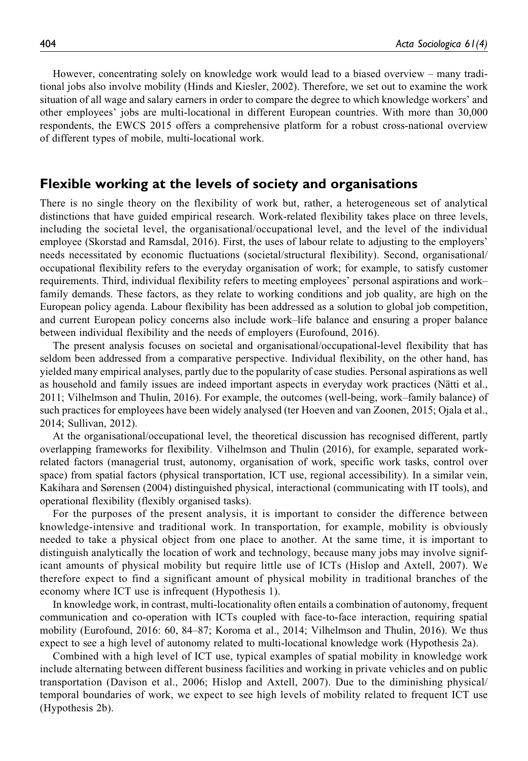However, concentrating solely on knowledge work would lead to a biased overview – many traditional jobs also involve mobility (Hinds and Kiesler, 2002). Therefore, we set out to examine the work situation of all wage and salary earners in order to compare the degree to which knowledge workers' and other employees' jobs are multi-locational in different European countries. With more than 30,000 respondents, the EWCS 2015 offers a comprehensive platform for a robust cross-national overview of different types of mobile, multi-locational work.

## Flexible working at the levels of society and organisations

There is no single theory on the flexibility of work but, rather, a heterogeneous set of analytical distinctions that have guided empirical research. Work-related flexibility takes place on three levels, including the societal level, the organisational/occupational level, and the level of the individual employee (Skorstad and Ramsdal, 2016). First, the uses of labour relate to adjusting to the employers' needs necessitated by economic fluctuations (societal/structural flexibility). Second, organisational/occupational flexibility refers to the everyday organisation of work; for example, to satisfy customer requirements. Third, individual flexibility refers to meeting employees' personal aspirations and work–family demands. These factors, as they relate to working conditions and job quality, are high on the European policy agenda. Labour flexibility has been addressed as a solution to global job competition, and current European policy concerns also include work–life balance and ensuring a proper balance between individual flexibility and the needs of employers (Eurofound, 2016).

The present analysis focuses on societal and organisational/occupational-level flexibility that has seldom been addressed from a comparative perspective. Individual flexibility, on the other hand, has yielded many empirical analyses, partly due to the popularity of case studies. Personal aspirations as well as household and family issues are indeed important aspects in everyday work practices (Nätti et al., 2011; Vilhelmson and Thulin, 2016). For example, the outcomes (well-being, work–family balance) of such practices for employees have been widely analysed (ter Hoeven and van Zoonen, 2015; Ojala et al., 2014; Sullivan, 2012).

At the organisational/occupational level, the theoretical discussion has recognised different, partly overlapping frameworks for flexibility. Vilhelmson and Thulin (2016), for example, separated work-related factors (managerial trust, autonomy, organisation of work, specific work tasks, control over space) from spatial factors (physical transportation, ICT use, regional accessibility). In a similar vein, Kakihara and Sørensen (2004) distinguished physical, interactional (communicating with IT tools), and operational flexibility (flexibly organised tasks).

For the purposes of the present analysis, it is important to consider the difference between knowledge-intensive and traditional work. In transportation, for example, mobility is obviously needed to take a physical object from one place to another. At the same time, it is important to distinguish analytically the location of work and technology, because many jobs may involve significant amounts of physical mobility but require little use of ICTs (Hislop and Axtell, 2007). We therefore expect to find a significant amount of physical mobility in traditional branches of the economy where ICT use is infrequent (Hypothesis 1).

In knowledge work, in contrast, multi-locationality often entails a combination of autonomy, frequent communication and co-operation with ICTs coupled with face-to-face interaction, requiring spatial mobility (Eurofound, 2016: 60, 84–87; Koroma et al., 2014; Vilhelmson and Thulin, 2016). We thus expect to see a high level of autonomy related to multi-locational knowledge work (Hypothesis 2a).

Combined with a high level of ICT use, typical examples of spatial mobility in knowledge work include alternating between different business facilities and working in private vehicles and on public transportation (Davison et al., 2006; Hislop and Axtell, 2007). Due to the diminishing physical/temporal boundaries of work, we expect to see high levels of mobility related to frequent ICT use (Hypothesis 2b).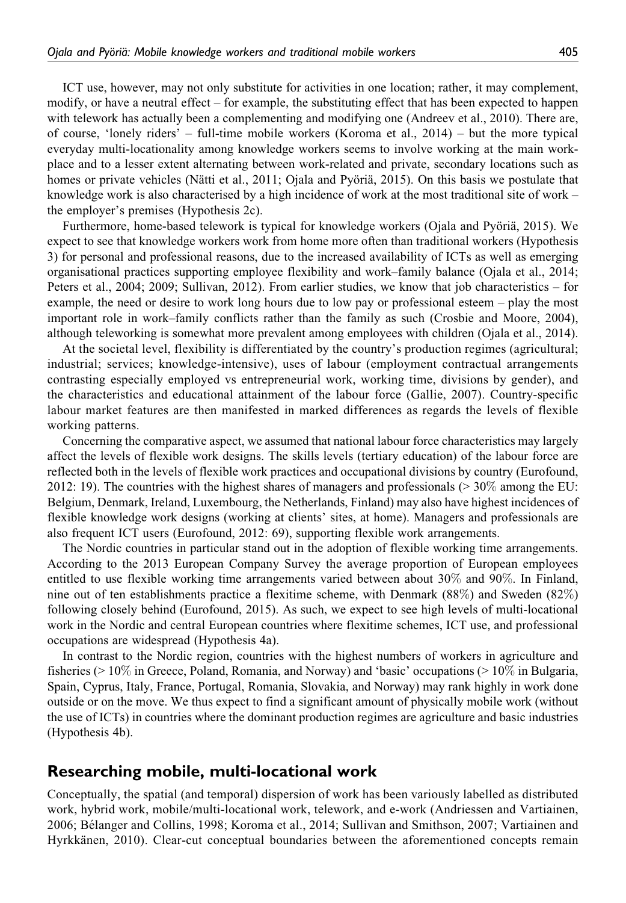ICT use, however, may not only substitute for activities in one location; rather, it may complement, modify, or have a neutral effect – for example, the substituting effect that has been expected to happen with telework has actually been a complementing and modifying one (Andreev et al., 2010). There are, of course, 'lonely riders' – full-time mobile workers (Koroma et al., 2014) – but the more typical everyday multi-locationality among knowledge workers seems to involve working at the main workplace and to a lesser extent alternating between work-related and private, secondary locations such as homes or private vehicles (Nätti et al., 2011; Ojala and Pyöriä, 2015). On this basis we postulate that knowledge work is also characterised by a high incidence of work at the most traditional site of work – the employer's premises (Hypothesis 2c).

Furthermore, home-based telework is typical for knowledge workers (Ojala and Pyöriä, 2015). We expect to see that knowledge workers work from home more often than traditional workers (Hypothesis 3) for personal and professional reasons, due to the increased availability of ICTs as well as emerging organisational practices supporting employee flexibility and work–family balance (Ojala et al., 2014; Peters et al., 2004; 2009; Sullivan, 2012). From earlier studies, we know that job characteristics – for example, the need or desire to work long hours due to low pay or professional esteem – play the most important role in work–family conflicts rather than the family as such (Crosbie and Moore, 2004), although teleworking is somewhat more prevalent among employees with children (Ojala et al., 2014).

At the societal level, flexibility is differentiated by the country's production regimes (agricultural; industrial; services; knowledge-intensive), uses of labour (employment contractual arrangements contrasting especially employed vs entrepreneurial work, working time, divisions by gender), and the characteristics and educational attainment of the labour force (Gallie, 2007). Country-specific labour market features are then manifested in marked differences as regards the levels of flexible working patterns.

Concerning the comparative aspect, we assumed that national labour force characteristics may largely affect the levels of flexible work designs. The skills levels (tertiary education) of the labour force are reflected both in the levels of flexible work practices and occupational divisions by country (Eurofound, 2012: 19). The countries with the highest shares of managers and professionals (> 30% among the EU: Belgium, Denmark, Ireland, Luxembourg, the Netherlands, Finland) may also have highest incidences of flexible knowledge work designs (working at clients' sites, at home). Managers and professionals are also frequent ICT users (Eurofound, 2012: 69), supporting flexible work arrangements.

The Nordic countries in particular stand out in the adoption of flexible working time arrangements. According to the 2013 European Company Survey the average proportion of European employees entitled to use flexible working time arrangements varied between about 30% and 90%. In Finland, nine out of ten establishments practice a flexitime scheme, with Denmark (88%) and Sweden (82%) following closely behind (Eurofound, 2015). As such, we expect to see high levels of multi-locational work in the Nordic and central European countries where flexitime schemes, ICT use, and professional occupations are widespread (Hypothesis 4a).

In contrast to the Nordic region, countries with the highest numbers of workers in agriculture and fisheries (> 10% in Greece, Poland, Romania, and Norway) and 'basic' occupations (> 10% in Bulgaria, Spain, Cyprus, Italy, France, Portugal, Romania, Slovakia, and Norway) may rank highly in work done outside or on the move. We thus expect to find a significant amount of physically mobile work (without the use of ICTs) in countries where the dominant production regimes are agriculture and basic industries (Hypothesis 4b).

## Researching mobile, multi-locational work

Conceptually, the spatial (and temporal) dispersion of work has been variously labelled as distributed work, hybrid work, mobile/multi-locational work, telework, and e-work (Andriessen and Vartiainen, 2006; Bélanger and Collins, 1998; Koroma et al., 2014; Sullivan and Smithson, 2007; Vartiainen and Hyrkkänen, 2010). Clear-cut conceptual boundaries between the aforementioned concepts remain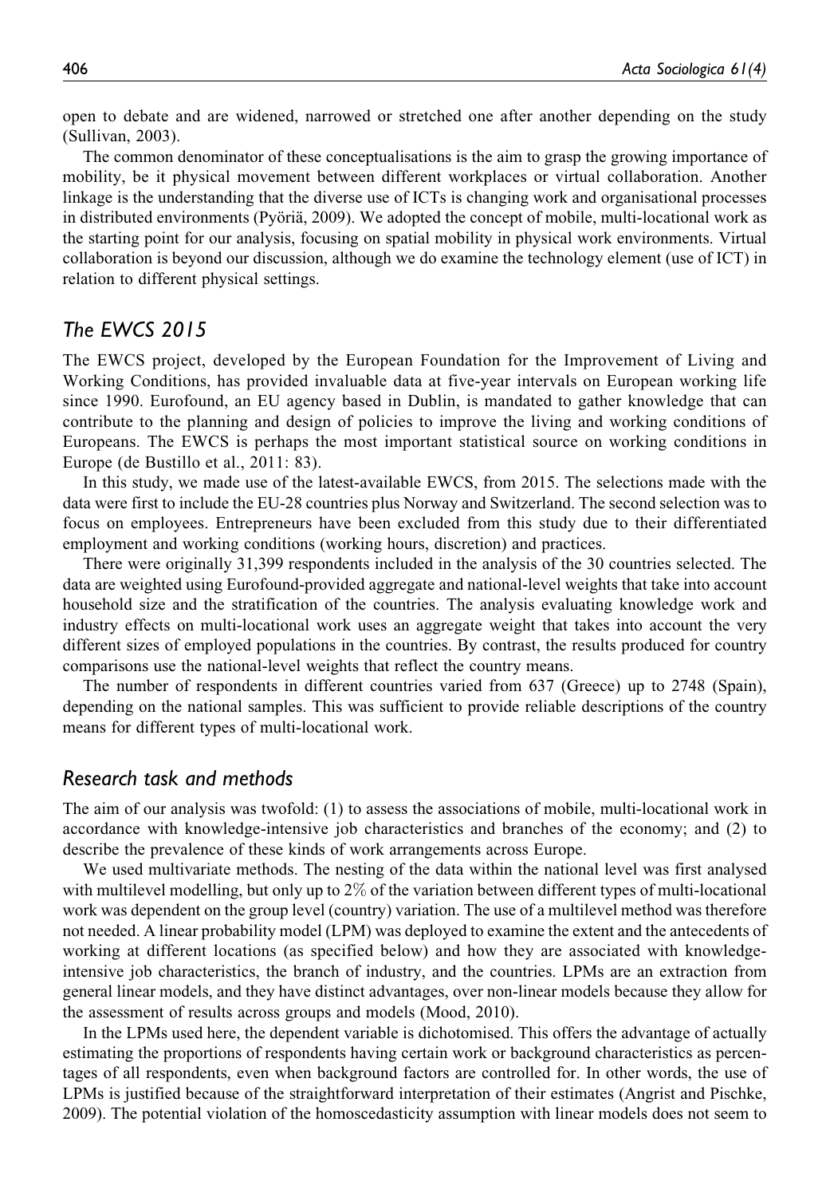open to debate and are widened, narrowed or stretched one after another depending on the study (Sullivan, 2003).

The common denominator of these conceptualisations is the aim to grasp the growing importance of mobility, be it physical movement between different workplaces or virtual collaboration. Another linkage is the understanding that the diverse use of ICTs is changing work and organisational processes in distributed environments (Pyöriä, 2009). We adopted the concept of mobile, multi-locational work as the starting point for our analysis, focusing on spatial mobility in physical work environments. Virtual collaboration is beyond our discussion, although we do examine the technology element (use of ICT) in relation to different physical settings.

## The EWCS 2015

The EWCS project, developed by the European Foundation for the Improvement of Living and Working Conditions, has provided invaluable data at five-year intervals on European working life since 1990. Eurofound, an EU agency based in Dublin, is mandated to gather knowledge that can contribute to the planning and design of policies to improve the living and working conditions of Europeans. The EWCS is perhaps the most important statistical source on working conditions in Europe (de Bustillo et al., 2011: 83).

In this study, we made use of the latest-available EWCS, from 2015. The selections made with the data were first to include the EU-28 countries plus Norway and Switzerland. The second selection was to focus on employees. Entrepreneurs have been excluded from this study due to their differentiated employment and working conditions (working hours, discretion) and practices.

There were originally 31,399 respondents included in the analysis of the 30 countries selected. The data are weighted using Eurofound-provided aggregate and national-level weights that take into account household size and the stratification of the countries. The analysis evaluating knowledge work and industry effects on multi-locational work uses an aggregate weight that takes into account the very different sizes of employed populations in the countries. By contrast, the results produced for country comparisons use the national-level weights that reflect the country means.

The number of respondents in different countries varied from 637 (Greece) up to 2748 (Spain), depending on the national samples. This was sufficient to provide reliable descriptions of the country means for different types of multi-locational work.

## Research task and methods

The aim of our analysis was twofold: (1) to assess the associations of mobile, multi-locational work in accordance with knowledge-intensive job characteristics and branches of the economy; and (2) to describe the prevalence of these kinds of work arrangements across Europe.

We used multivariate methods. The nesting of the data within the national level was first analysed with multilevel modelling, but only up to 2% of the variation between different types of multi-locational work was dependent on the group level (country) variation. The use of a multilevel method was therefore not needed. A linear probability model (LPM) was deployed to examine the extent and the antecedents of working at different locations (as specified below) and how they are associated with knowledge-intensive job characteristics, the branch of industry, and the countries. LPMs are an extraction from general linear models, and they have distinct advantages, over non-linear models because they allow for the assessment of results across groups and models (Mood, 2010).

In the LPMs used here, the dependent variable is dichotomised. This offers the advantage of actually estimating the proportions of respondents having certain work or background characteristics as percentages of all respondents, even when background factors are controlled for. In other words, the use of LPMs is justified because of the straightforward interpretation of their estimates (Angrist and Pischke, 2009). The potential violation of the homoscedasticity assumption with linear models does not seem to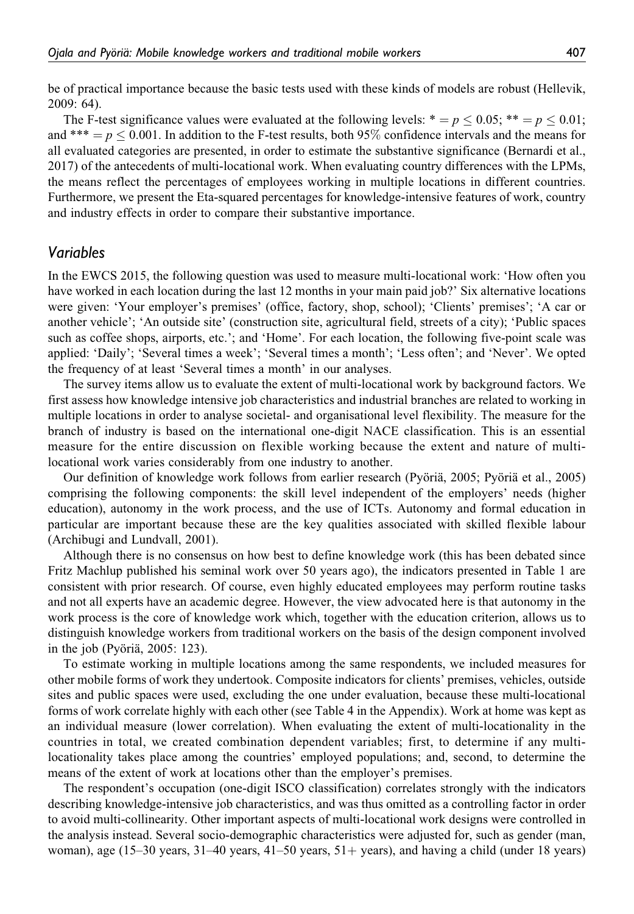be of practical importance because the basic tests used with these kinds of models are robust (Hellevik, 2009: 64).

The F-test significance values were evaluated at the following levels: * = $p \leq 0.05$; ** = $p \leq 0.01$; and *** = $p \leq 0.001$. In addition to the F-test results, both 95% confidence intervals and the means for all evaluated categories are presented, in order to estimate the substantive significance (Bernardi et al., 2017) of the antecedents of multi-locational work. When evaluating country differences with the LPMs, the means reflect the percentages of employees working in multiple locations in different countries. Furthermore, we present the Eta-squared percentages for knowledge-intensive features of work, country and industry effects in order to compare their substantive importance.

## Variables

In the EWCS 2015, the following question was used to measure multi-locational work: 'How often you have worked in each location during the last 12 months in your main paid job?' Six alternative locations were given: 'Your employer's premises' (office, factory, shop, school); 'Clients' premises'; 'A car or another vehicle'; 'An outside site' (construction site, agricultural field, streets of a city); 'Public spaces such as coffee shops, airports, etc.'; and 'Home'. For each location, the following five-point scale was applied: 'Daily'; 'Several times a week'; 'Several times a month'; 'Less often'; and 'Never'. We opted the frequency of at least 'Several times a month' in our analyses.

The survey items allow us to evaluate the extent of multi-locational work by background factors. We first assess how knowledge intensive job characteristics and industrial branches are related to working in multiple locations in order to analyse societal- and organisational level flexibility. The measure for the branch of industry is based on the international one-digit NACE classification. This is an essential measure for the entire discussion on flexible working because the extent and nature of multi-locational work varies considerably from one industry to another.

Our definition of knowledge work follows from earlier research (Pyöriä, 2005; Pyöriä et al., 2005) comprising the following components: the skill level independent of the employers' needs (higher education), autonomy in the work process, and the use of ICTs. Autonomy and formal education in particular are important because these are the key qualities associated with skilled flexible labour (Archibugi and Lundvall, 2001).

Although there is no consensus on how best to define knowledge work (this has been debated since Fritz Machlup published his seminal work over 50 years ago), the indicators presented in Table 1 are consistent with prior research. Of course, even highly educated employees may perform routine tasks and not all experts have an academic degree. However, the view advocated here is that autonomy in the work process is the core of knowledge work which, together with the education criterion, allows us to distinguish knowledge workers from traditional workers on the basis of the design component involved in the job (Pyöriä, 2005: 123).

To estimate working in multiple locations among the same respondents, we included measures for other mobile forms of work they undertook. Composite indicators for clients' premises, vehicles, outside sites and public spaces were used, excluding the one under evaluation, because these multi-locational forms of work correlate highly with each other (see Table 4 in the Appendix). Work at home was kept as an individual measure (lower correlation). When evaluating the extent of multi-locationality in the countries in total, we created combination dependent variables; first, to determine if any multi-locationality takes place among the countries' employed populations; and, second, to determine the means of the extent of work at locations other than the employer's premises.

The respondent's occupation (one-digit ISCO classification) correlates strongly with the indicators describing knowledge-intensive job characteristics, and was thus omitted as a controlling factor in order to avoid multi-collinearity. Other important aspects of multi-locational work designs were controlled in the analysis instead. Several socio-demographic characteristics were adjusted for, such as gender (man, woman), age (15–30 years, 31–40 years, 41–50 years, 51+ years), and having a child (under 18 years)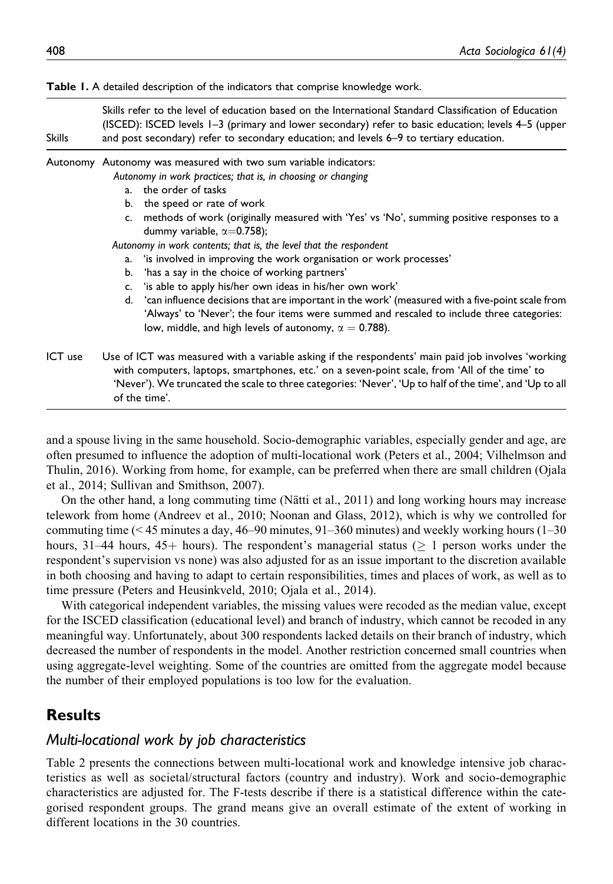**Table 1.** A detailed description of the indicators that comprise knowledge work.

| | |
|---|---|
| Skills | Skills refer to the level of education based on the International Standard Classification of Education (ISCED): ISCED levels 1–3 (primary and lower secondary) refer to basic education; levels 4–5 (upper and post secondary) refer to secondary education; and levels 6–9 to tertiary education. |
| Autonomy | Autonomy was measured with two sum variable indicators:<br>*Autonomy in work practices; that is, in choosing or changing*<br>a. the order of tasks<br>b. the speed or rate of work<br>c. methods of work (originally measured with 'Yes' vs 'No', summing positive responses to a dummy variable, $\alpha=0.758$);<br>*Autonomy in work contents; that is, the level that the respondent*<br>a. 'is involved in improving the work organisation or work processes'<br>b. 'has a say in the choice of working partners'<br>c. 'is able to apply his/her own ideas in his/her own work'<br>d. 'can influence decisions that are important in the work' (measured with a five-point scale from 'Always' to 'Never'; the four items were summed and rescaled to include three categories: low, middle, and high levels of autonomy, $\alpha = 0.788$). |
| ICT use | Use of ICT was measured with a variable asking if the respondents' main paid job involves 'working with computers, laptops, smartphones, etc.' on a seven-point scale, from 'All of the time' to 'Never'). We truncated the scale to three categories: 'Never', 'Up to half of the time', and 'Up to all of the time'. |

and a spouse living in the same household. Socio-demographic variables, especially gender and age, are often presumed to influence the adoption of multi-locational work (Peters et al., 2004; Vilhelmson and Thulin, 2016). Working from home, for example, can be preferred when there are small children (Ojala et al., 2014; Sullivan and Smithson, 2007).

On the other hand, a long commuting time (Nätti et al., 2011) and long working hours may increase telework from home (Andreev et al., 2010; Noonan and Glass, 2012), which is why we controlled for commuting time (< 45 minutes a day, 46–90 minutes, 91–360 minutes) and weekly working hours (1–30 hours, 31–44 hours, 45+ hours). The respondent's managerial status ($\geq$ 1 person works under the respondent's supervision vs none) was also adjusted for as an issue important to the discretion available in both choosing and having to adapt to certain responsibilities, times and places of work, as well as to time pressure (Peters and Heusinkveld, 2010; Ojala et al., 2014).

With categorical independent variables, the missing values were recoded as the median value, except for the ISCED classification (educational level) and branch of industry, which cannot be recoded in any meaningful way. Unfortunately, about 300 respondents lacked details on their branch of industry, which decreased the number of respondents in the model. Another restriction concerned small countries when using aggregate-level weighting. Some of the countries are omitted from the aggregate model because the number of their employed populations is too low for the evaluation.

## Results

### Multi-locational work by job characteristics

Table 2 presents the connections between multi-locational work and knowledge intensive job characteristics as well as societal/structural factors (country and industry). Work and socio-demographic characteristics are adjusted for. The F-tests describe if there is a statistical difference within the categorised respondent groups. The grand means give an overall estimate of the extent of working in different locations in the 30 countries.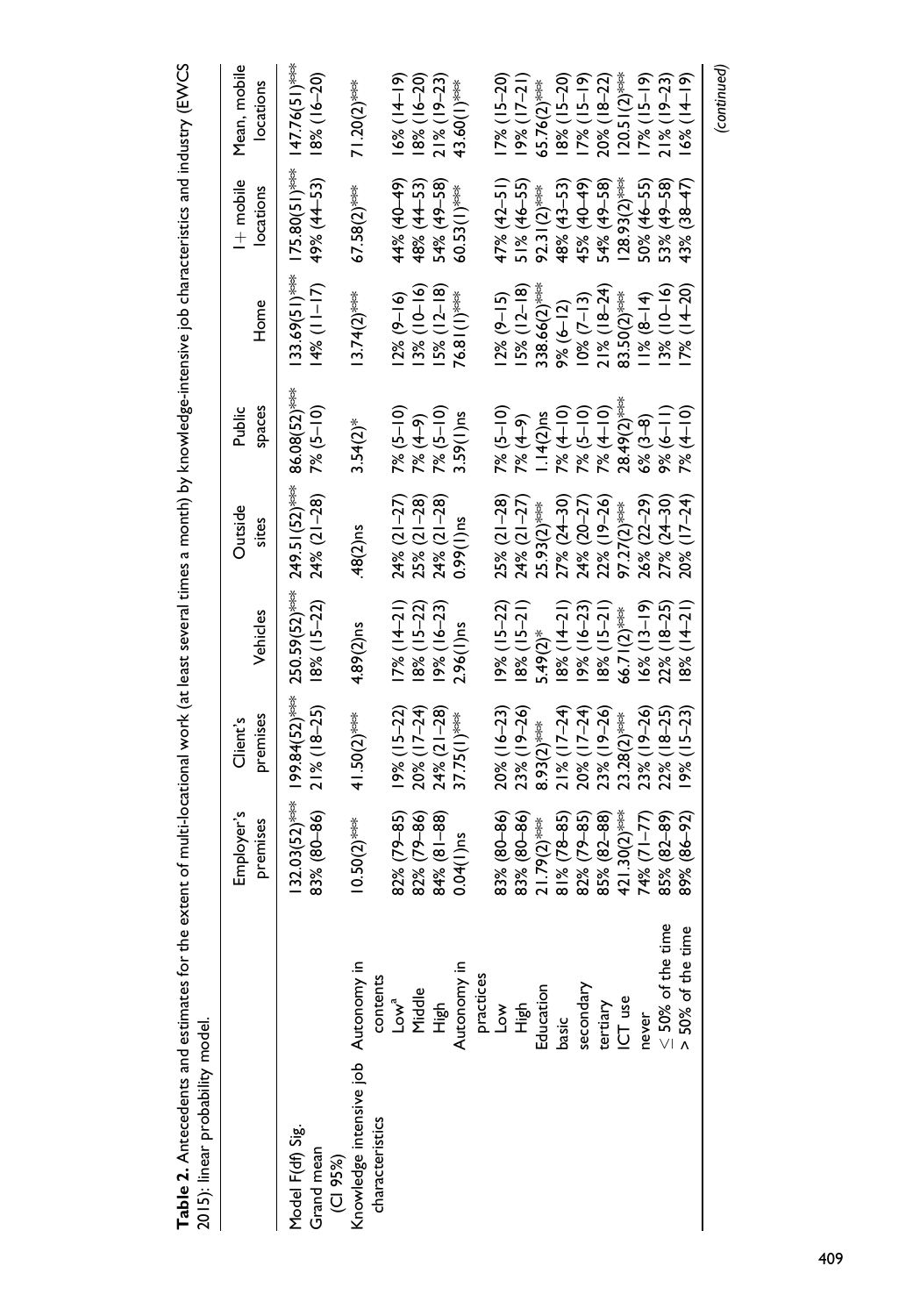**Table 2.** Antecedents and estimates for the extent of multi-locational work (at least several times a month) by knowledge-intensive job characteristics and industry (EWCS 2015): linear probability model.

| | | Employer's premises | Client's premises | Vehicles | Outside sites | Public spaces | Home | 1+ mobile locations | Mean, mobile locations |
|---|---|---|---|---|---|---|---|---|---|
| Model F(df) Sig. | | 132.03(52)*** | 199.84(52)*** | 250.59(52)*** | 249.51(52)*** | 86.08(52)*** | 133.69(51)*** | 175.80(51)*** | 147.76(51)*** |
| Grand mean (CI 95%) | | 83% (80–86) | 21% (18–25) | 18% (15–22) | 24% (21–28) | 7% (5–10) | 14% (11–17) | 49% (44–53) | 18% (16–20) |
| Knowledge intensive job characteristics | Autonomy in contents | 10.50(2)*** | 41.50(2)*** | 4.89(2)ns | .48(2)ns | 3.54(2)* | 13.74(2)*** | 67.58(2)*** | 71.20(2)*** |
| | Low[a] | 82% (79–85) | 19% (15–22) | 17% (14–21) | 24% (21–27) | 7% (5–10) | 12% (9–16) | 44% (40–49) | 16% (14–19) |
| | Middle | 82% (79–86) | 20% (17–24) | 18% (15–22) | 25% (21–28) | 7% (4–9) | 13% (10–16) | 48% (44–53) | 18% (16–20) |
| | High | 84% (81–88) | 24% (21–28) | 19% (16–23) | 24% (21–28) | 7% (5–10) | 15% (12–18) | 54% (49–58) | 21% (19–23) |
| | Autonomy in practices | 0.04(1)ns | 37.75(1)*** | 2.96(1)ns | 0.99(1)ns | 3.59(1)ns | 76.81(1)*** | 60.53(1)*** | 43.60(1)*** |
| | Low | 83% (80–86) | 20% (16–23) | 19% (15–22) | 25% (21–28) | 7% (5–10) | 12% (9–15) | 47% (42–51) | 17% (15–20) |
| | High | 83% (80–86) | 23% (19–26) | 18% (15–21) | 24% (21–27) | 7% (4–9) | 15% (12–18) | 51% (46–55) | 19% (17–21) |
| | Education | 21.79(2)*** | 8.93(2)*** | 5.49(2)* | 25.93(2)*** | 1.14(2)ns | 338.66(2)*** | 92.31(2)*** | 65.76(2)*** |
| | basic | 81% (78–85) | 21% (17–24) | 18% (14–21) | 27% (24–30) | 7% (4–10) | 9% (6–12) | 48% (43–53) | 18% (15–20) |
| | secondary | 82% (79–85) | 20% (17–24) | 19% (16–23) | 24% (20–27) | 7% (5–10) | 10% (7–13) | 45% (40–49) | 17% (15–19) |
| | tertiary | 85% (82–88) | 23% (19–26) | 18% (15–21) | 22% (19–26) | 7% (4–10) | 21% (18–24) | 54% (49–58) | 20% (18–22) |
| | ICT use | 421.30(2)*** | 23.28(2)*** | 66.71(2)*** | 97.27(2)*** | 28.49(2)*** | 83.50(2)*** | 128.93(2)*** | 120.51(2)*** |
| | never | 74% (71–77) | 23% (19–26) | 16% (13–19) | 26% (22–29) | 6% (3–8) | 11% (8–14) | 50% (46–55) | 17% (15–19) |
| | ≤ 50% of the time | 85% (82–89) | 22% (18–25) | 22% (18–25) | 27% (24–30) | 9% (6–11) | 13% (10–16) | 53% (49–58) | 21% (19–23) |
| | > 50% of the time | 89% (86–92) | 19% (15–23) | 18% (14–21) | 20% (17–24) | 7% (4–10) | 17% (14–20) | 43% (38–47) | 16% (14–19) |

(continued)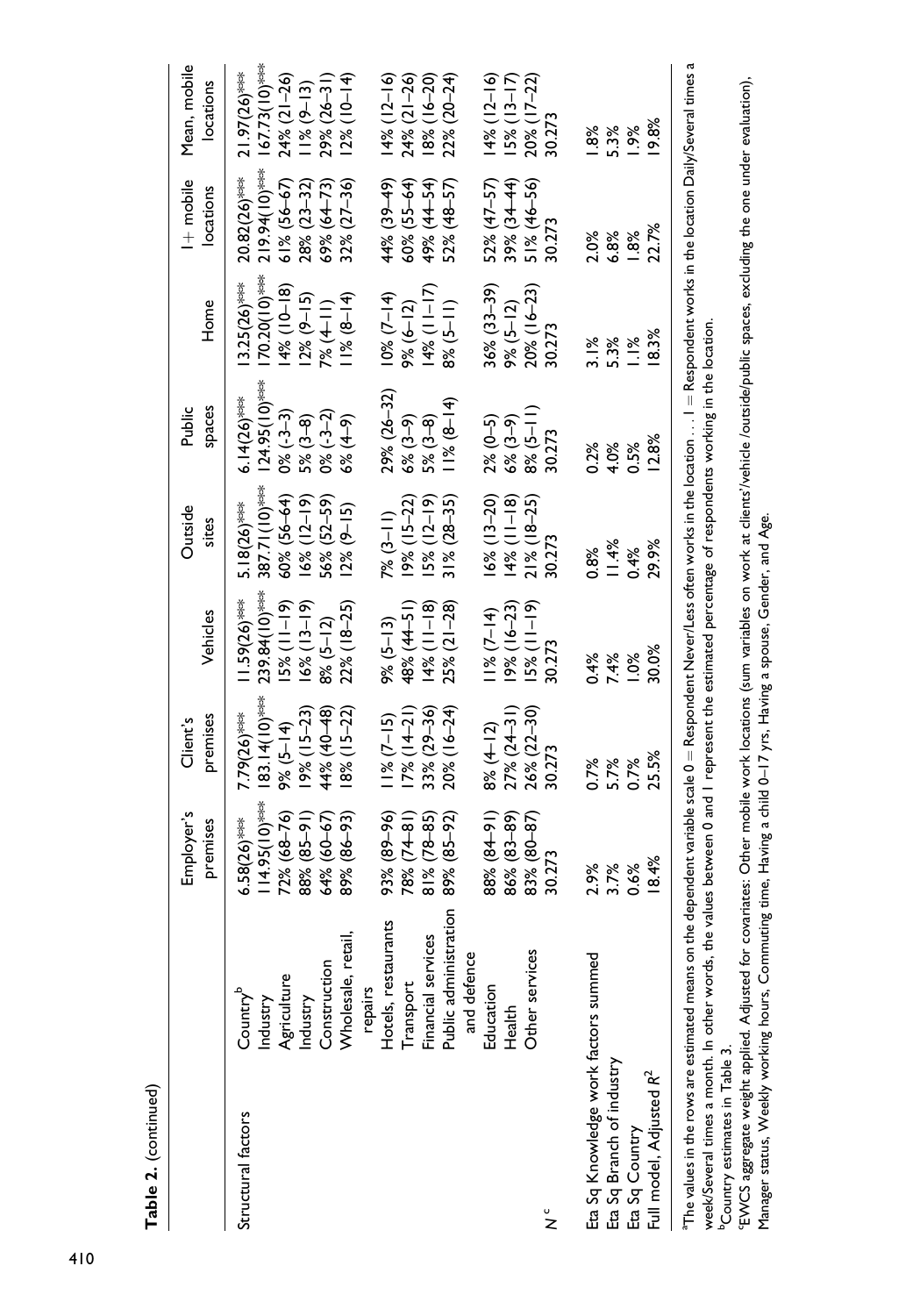**Table 2.** (continued)

| | | Employer's premises | Client's premises | Vehicles | Outside sites | Public spaces | Home | 1+ mobile locations | Mean, mobile locations |
|---|---|---|---|---|---|---|---|---|---|
| Structural factors | Country[b] | 6.58(26)*** | 7.79(26)*** | 11.59(26)*** | 5.18(26)*** | 6.14(26)*** | 13.25(26)*** | 20.82(26)*** | 21.97(26)*** |
| | Industry | 114.95(10)*** | 183.14(10)*** | 239.84(10)*** | 387.71(10)*** | 124.95(10)*** | 170.20(10)*** | 219.94(10)*** | 167.73(10)*** |
| | Agriculture | 72% (68–76) | 9% (5–14) | 15% (11–19) | 60% (56–64) | 0% (-3–3) | 14% (10–18) | 61% (56–67) | 24% (21–26) |
| | Industry | 88% (85–91) | 19% (15–23) | 16% (13–19) | 16% (12–19) | 5% (3–8) | 12% (9–15) | 28% (23–32) | 11% (9–13) |
| | Construction | 64% (60–67) | 44% (40–48) | 8% (5–12) | 56% (52–59) | 0% (-3–2) | 7% (4–11) | 69% (64–73) | 29% (26–31) |
| | Wholesale, retail, repairs | 89% (86–93) | 18% (15–22) | 22% (18–25) | 12% (9–15) | 6% (4–9) | 11% (8–14) | 32% (27–36) | 12% (10–14) |
| | Hotels, restaurants | 93% (89–96) | 11% (7–15) | 9% (5–13) | 7% (3–11) | 29% (26–32) | 10% (7–14) | 44% (39–49) | 14% (12–16) |
| | Transport | 78% (74–81) | 17% (14–21) | 48% (44–51) | 19% (15–22) | 6% (3–9) | 9% (6–12) | 60% (55–64) | 24% (21–26) |
| | Financial services | 81% (78–85) | 33% (29–36) | 14% (11–18) | 15% (12–19) | 5% (3–8) | 14% (11–17) | 49% (44–54) | 18% (16–20) |
| | Public administration and defence | 89% (85–92) | 20% (16–24) | 25% (21–28) | 31% (28–35) | 11% (8–14) | 8% (5–11) | 52% (48–57) | 22% (20–24) |
| | Education | 88% (84–91) | 8% (4–12) | 11% (7–14) | 16% (13–20) | 2% (0–5) | 36% (33–39) | 52% (47–57) | 14% (12–16) |
| | Health | 86% (83–89) | 27% (24–31) | 19% (16–23) | 14% (11–18) | 6% (3–9) | 9% (5–12) | 39% (34–44) | 15% (13–17) |
| | Other services | 83% (80–87) | 26% (22–30) | 15% (11–19) | 21% (18–25) | 8% (5–11) | 20% (16–23) | 51% (46–56) | 20% (17–22) |
| $N$[c] | | 30.273 | 30.273 | 30.273 | 30.273 | 30.273 | 30.273 | 30.273 | 30.273 |
| Eta Sq Knowledge work factors summed | | 2.9% | 0.7% | 0.4% | 0.8% | 0.2% | 3.1% | 2.0% | 1.8% |
| Eta Sq Branch of industry | | 3.7% | 5.7% | 7.4% | 11.4% | 4.0% | 5.3% | 6.8% | 5.3% |
| Eta Sq Country | | 0.6% | 0.7% | 1.0% | 0.4% | 0.5% | 1.1% | 1.8% | 1.9% |
| Full model, Adjusted $R^2$ | | 18.4% | 25.5% | 30.0% | 29.9% | 12.8% | 18.3% | 22.7% | 19.8% |

[a]The values in the rows are estimated means on the dependent variable scale 0 = Respondent Never/Less often works in the location ... 1 = Respondent works in the location Daily/Several times a week/Several times a month. In other words, the values between 0 and 1 represent the estimated percentage of respondents working in the location.
[b]Country estimates in Table 3.
[c]EWCS aggregate weight applied. Adjusted for covariates: Other mobile work locations (sum variables on work at clients'/vehicle /outside/public spaces, excluding the one under evaluation), Manager status, Weekly working hours, Commuting time, Having a child 0–17 yrs, Having a spouse, Gender, and Age.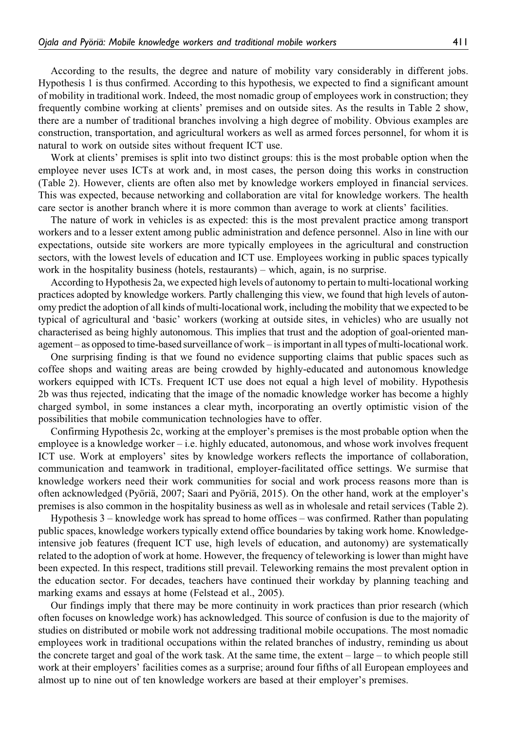According to the results, the degree and nature of mobility vary considerably in different jobs. Hypothesis 1 is thus confirmed. According to this hypothesis, we expected to find a significant amount of mobility in traditional work. Indeed, the most nomadic group of employees work in construction; they frequently combine working at clients' premises and on outside sites. As the results in Table 2 show, there are a number of traditional branches involving a high degree of mobility. Obvious examples are construction, transportation, and agricultural workers as well as armed forces personnel, for whom it is natural to work on outside sites without frequent ICT use.

Work at clients' premises is split into two distinct groups: this is the most probable option when the employee never uses ICTs at work and, in most cases, the person doing this works in construction (Table 2). However, clients are often also met by knowledge workers employed in financial services. This was expected, because networking and collaboration are vital for knowledge workers. The health care sector is another branch where it is more common than average to work at clients' facilities.

The nature of work in vehicles is as expected: this is the most prevalent practice among transport workers and to a lesser extent among public administration and defence personnel. Also in line with our expectations, outside site workers are more typically employees in the agricultural and construction sectors, with the lowest levels of education and ICT use. Employees working in public spaces typically work in the hospitality business (hotels, restaurants) – which, again, is no surprise.

According to Hypothesis 2a, we expected high levels of autonomy to pertain to multi-locational working practices adopted by knowledge workers. Partly challenging this view, we found that high levels of autonomy predict the adoption of all kinds of multi-locational work, including the mobility that we expected to be typical of agricultural and 'basic' workers (working at outside sites, in vehicles) who are usually not characterised as being highly autonomous. This implies that trust and the adoption of goal-oriented management – as opposed to time-based surveillance of work – is important in all types of multi-locational work.

One surprising finding is that we found no evidence supporting claims that public spaces such as coffee shops and waiting areas are being crowded by highly-educated and autonomous knowledge workers equipped with ICTs. Frequent ICT use does not equal a high level of mobility. Hypothesis 2b was thus rejected, indicating that the image of the nomadic knowledge worker has become a highly charged symbol, in some instances a clear myth, incorporating an overtly optimistic vision of the possibilities that mobile communication technologies have to offer.

Confirming Hypothesis 2c, working at the employer's premises is the most probable option when the employee is a knowledge worker – i.e. highly educated, autonomous, and whose work involves frequent ICT use. Work at employers' sites by knowledge workers reflects the importance of collaboration, communication and teamwork in traditional, employer-facilitated office settings. We surmise that knowledge workers need their work communities for social and work process reasons more than is often acknowledged (Pyöriä, 2007; Saari and Pyöriä, 2015). On the other hand, work at the employer's premises is also common in the hospitality business as well as in wholesale and retail services (Table 2).

Hypothesis 3 – knowledge work has spread to home offices – was confirmed. Rather than populating public spaces, knowledge workers typically extend office boundaries by taking work home. Knowledge-intensive job features (frequent ICT use, high levels of education, and autonomy) are systematically related to the adoption of work at home. However, the frequency of teleworking is lower than might have been expected. In this respect, traditions still prevail. Teleworking remains the most prevalent option in the education sector. For decades, teachers have continued their workday by planning teaching and marking exams and essays at home (Felstead et al., 2005).

Our findings imply that there may be more continuity in work practices than prior research (which often focuses on knowledge work) has acknowledged. This source of confusion is due to the majority of studies on distributed or mobile work not addressing traditional mobile occupations. The most nomadic employees work in traditional occupations within the related branches of industry, reminding us about the concrete target and goal of the work task. At the same time, the extent – large – to which people still work at their employers' facilities comes as a surprise; around four fifths of all European employees and almost up to nine out of ten knowledge workers are based at their employer's premises.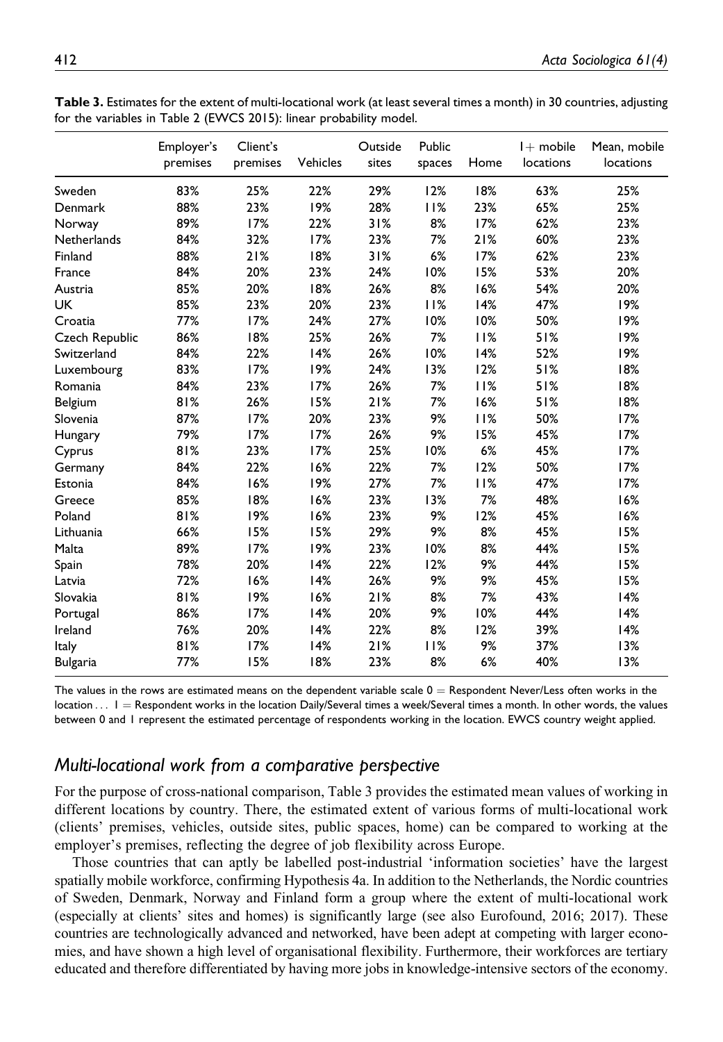**Table 3.** Estimates for the extent of multi-locational work (at least several times a month) in 30 countries, adjusting for the variables in Table 2 (EWCS 2015): linear probability model.

| | Employer's premises | Client's premises | Vehicles | Outside sites | Public spaces | Home | 1+ mobile locations | Mean, mobile locations |
|---|---|---|---|---|---|---|---|---|
| Sweden | 83% | 25% | 22% | 29% | 12% | 18% | 63% | 25% |
| Denmark | 88% | 23% | 19% | 28% | 11% | 23% | 65% | 25% |
| Norway | 89% | 17% | 22% | 31% | 8% | 17% | 62% | 23% |
| Netherlands | 84% | 32% | 17% | 23% | 7% | 21% | 60% | 23% |
| Finland | 88% | 21% | 18% | 31% | 6% | 17% | 62% | 23% |
| France | 84% | 20% | 23% | 24% | 10% | 15% | 53% | 20% |
| Austria | 85% | 20% | 18% | 26% | 8% | 16% | 54% | 20% |
| UK | 85% | 23% | 20% | 23% | 11% | 14% | 47% | 19% |
| Croatia | 77% | 17% | 24% | 27% | 10% | 10% | 50% | 19% |
| Czech Republic | 86% | 18% | 25% | 26% | 7% | 11% | 51% | 19% |
| Switzerland | 84% | 22% | 14% | 26% | 10% | 14% | 52% | 19% |
| Luxembourg | 83% | 17% | 19% | 24% | 13% | 12% | 51% | 18% |
| Romania | 84% | 23% | 17% | 26% | 7% | 11% | 51% | 18% |
| Belgium | 81% | 26% | 15% | 21% | 7% | 16% | 51% | 18% |
| Slovenia | 87% | 17% | 20% | 23% | 9% | 11% | 50% | 17% |
| Hungary | 79% | 17% | 17% | 26% | 9% | 15% | 45% | 17% |
| Cyprus | 81% | 23% | 17% | 25% | 10% | 6% | 45% | 17% |
| Germany | 84% | 22% | 16% | 22% | 7% | 12% | 50% | 17% |
| Estonia | 84% | 16% | 19% | 27% | 7% | 11% | 47% | 17% |
| Greece | 85% | 18% | 16% | 23% | 13% | 7% | 48% | 16% |
| Poland | 81% | 19% | 16% | 23% | 9% | 12% | 45% | 16% |
| Lithuania | 66% | 15% | 15% | 29% | 9% | 8% | 45% | 15% |
| Malta | 89% | 17% | 19% | 23% | 10% | 8% | 44% | 15% |
| Spain | 78% | 20% | 14% | 22% | 12% | 9% | 44% | 15% |
| Latvia | 72% | 16% | 14% | 26% | 9% | 9% | 45% | 15% |
| Slovakia | 81% | 19% | 16% | 21% | 8% | 7% | 43% | 14% |
| Portugal | 86% | 17% | 14% | 20% | 9% | 10% | 44% | 14% |
| Ireland | 76% | 20% | 14% | 22% | 8% | 12% | 39% | 14% |
| Italy | 81% | 17% | 14% | 21% | 11% | 9% | 37% | 13% |
| Bulgaria | 77% | 15% | 18% | 23% | 8% | 6% | 40% | 13% |

The values in the rows are estimated means on the dependent variable scale 0 = Respondent Never/Less often works in the location ... 1 = Respondent works in the location Daily/Several times a week/Several times a month. In other words, the values between 0 and 1 represent the estimated percentage of respondents working in the location. EWCS country weight applied.

## *Multi-locational work from a comparative perspective*

For the purpose of cross-national comparison, Table 3 provides the estimated mean values of working in different locations by country. There, the estimated extent of various forms of multi-locational work (clients' premises, vehicles, outside sites, public spaces, home) can be compared to working at the employer's premises, reflecting the degree of job flexibility across Europe.

Those countries that can aptly be labelled post-industrial 'information societies' have the largest spatially mobile workforce, confirming Hypothesis 4a. In addition to the Netherlands, the Nordic countries of Sweden, Denmark, Norway and Finland form a group where the extent of multi-locational work (especially at clients' sites and homes) is significantly large (see also Eurofound, 2016; 2017). These countries are technologically advanced and networked, have been adept at competing with larger economies, and have shown a high level of organisational flexibility. Furthermore, their workforces are tertiary educated and therefore differentiated by having more jobs in knowledge-intensive sectors of the economy.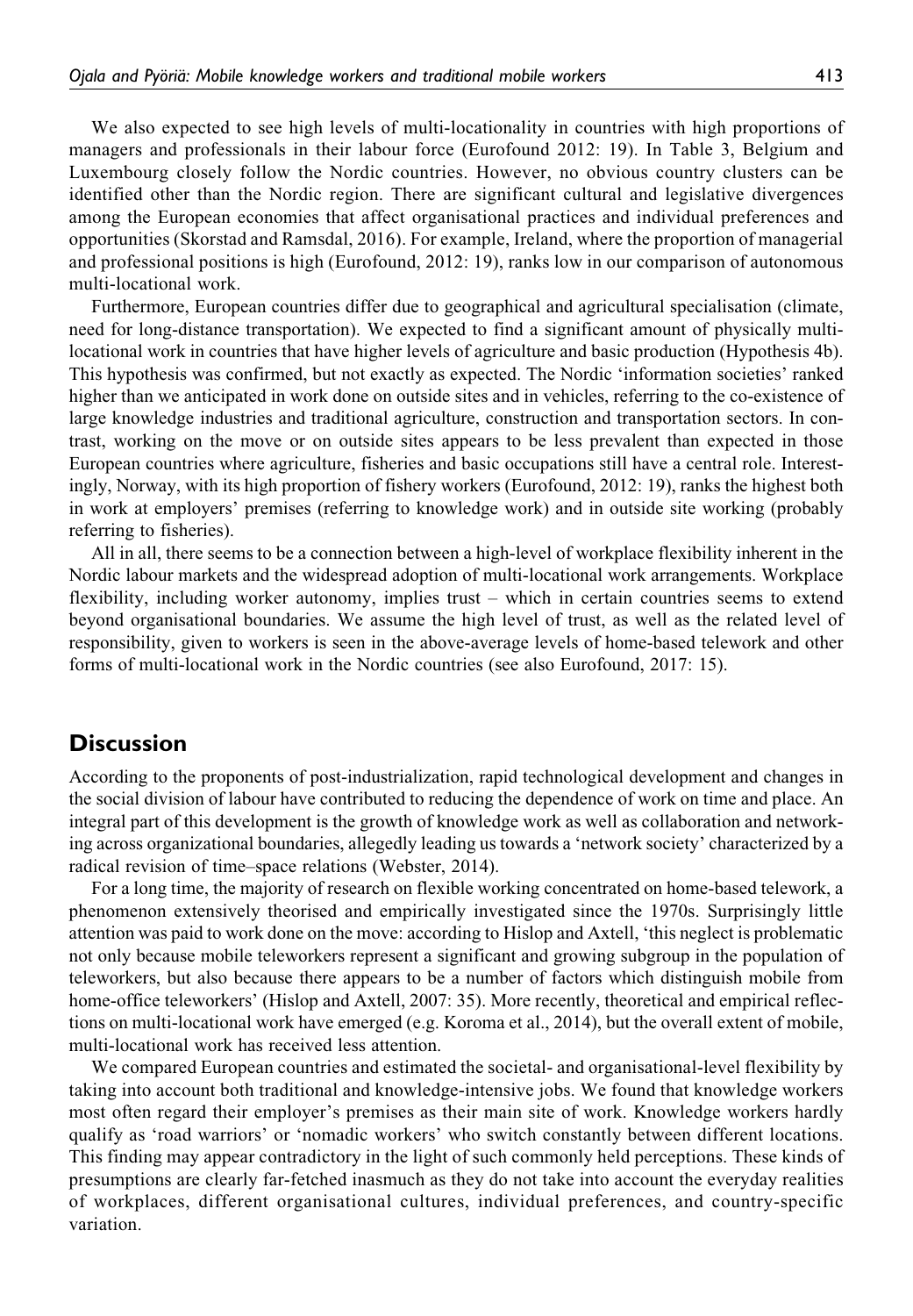We also expected to see high levels of multi-locationality in countries with high proportions of managers and professionals in their labour force (Eurofound 2012: 19). In Table 3, Belgium and Luxembourg closely follow the Nordic countries. However, no obvious country clusters can be identified other than the Nordic region. There are significant cultural and legislative divergences among the European economies that affect organisational practices and individual preferences and opportunities (Skorstad and Ramsdal, 2016). For example, Ireland, where the proportion of managerial and professional positions is high (Eurofound, 2012: 19), ranks low in our comparison of autonomous multi-locational work.

Furthermore, European countries differ due to geographical and agricultural specialisation (climate, need for long-distance transportation). We expected to find a significant amount of physically multi-locational work in countries that have higher levels of agriculture and basic production (Hypothesis 4b). This hypothesis was confirmed, but not exactly as expected. The Nordic 'information societies' ranked higher than we anticipated in work done on outside sites and in vehicles, referring to the co-existence of large knowledge industries and traditional agriculture, construction and transportation sectors. In contrast, working on the move or on outside sites appears to be less prevalent than expected in those European countries where agriculture, fisheries and basic occupations still have a central role. Interestingly, Norway, with its high proportion of fishery workers (Eurofound, 2012: 19), ranks the highest both in work at employers' premises (referring to knowledge work) and in outside site working (probably referring to fisheries).

All in all, there seems to be a connection between a high-level of workplace flexibility inherent in the Nordic labour markets and the widespread adoption of multi-locational work arrangements. Workplace flexibility, including worker autonomy, implies trust – which in certain countries seems to extend beyond organisational boundaries. We assume the high level of trust, as well as the related level of responsibility, given to workers is seen in the above-average levels of home-based telework and other forms of multi-locational work in the Nordic countries (see also Eurofound, 2017: 15).

## Discussion

According to the proponents of post-industrialization, rapid technological development and changes in the social division of labour have contributed to reducing the dependence of work on time and place. An integral part of this development is the growth of knowledge work as well as collaboration and networking across organizational boundaries, allegedly leading us towards a 'network society' characterized by a radical revision of time–space relations (Webster, 2014).

For a long time, the majority of research on flexible working concentrated on home-based telework, a phenomenon extensively theorised and empirically investigated since the 1970s. Surprisingly little attention was paid to work done on the move: according to Hislop and Axtell, 'this neglect is problematic not only because mobile teleworkers represent a significant and growing subgroup in the population of teleworkers, but also because there appears to be a number of factors which distinguish mobile from home-office teleworkers' (Hislop and Axtell, 2007: 35). More recently, theoretical and empirical reflections on multi-locational work have emerged (e.g. Koroma et al., 2014), but the overall extent of mobile, multi-locational work has received less attention.

We compared European countries and estimated the societal- and organisational-level flexibility by taking into account both traditional and knowledge-intensive jobs. We found that knowledge workers most often regard their employer's premises as their main site of work. Knowledge workers hardly qualify as 'road warriors' or 'nomadic workers' who switch constantly between different locations. This finding may appear contradictory in the light of such commonly held perceptions. These kinds of presumptions are clearly far-fetched inasmuch as they do not take into account the everyday realities of workplaces, different organisational cultures, individual preferences, and country-specific variation.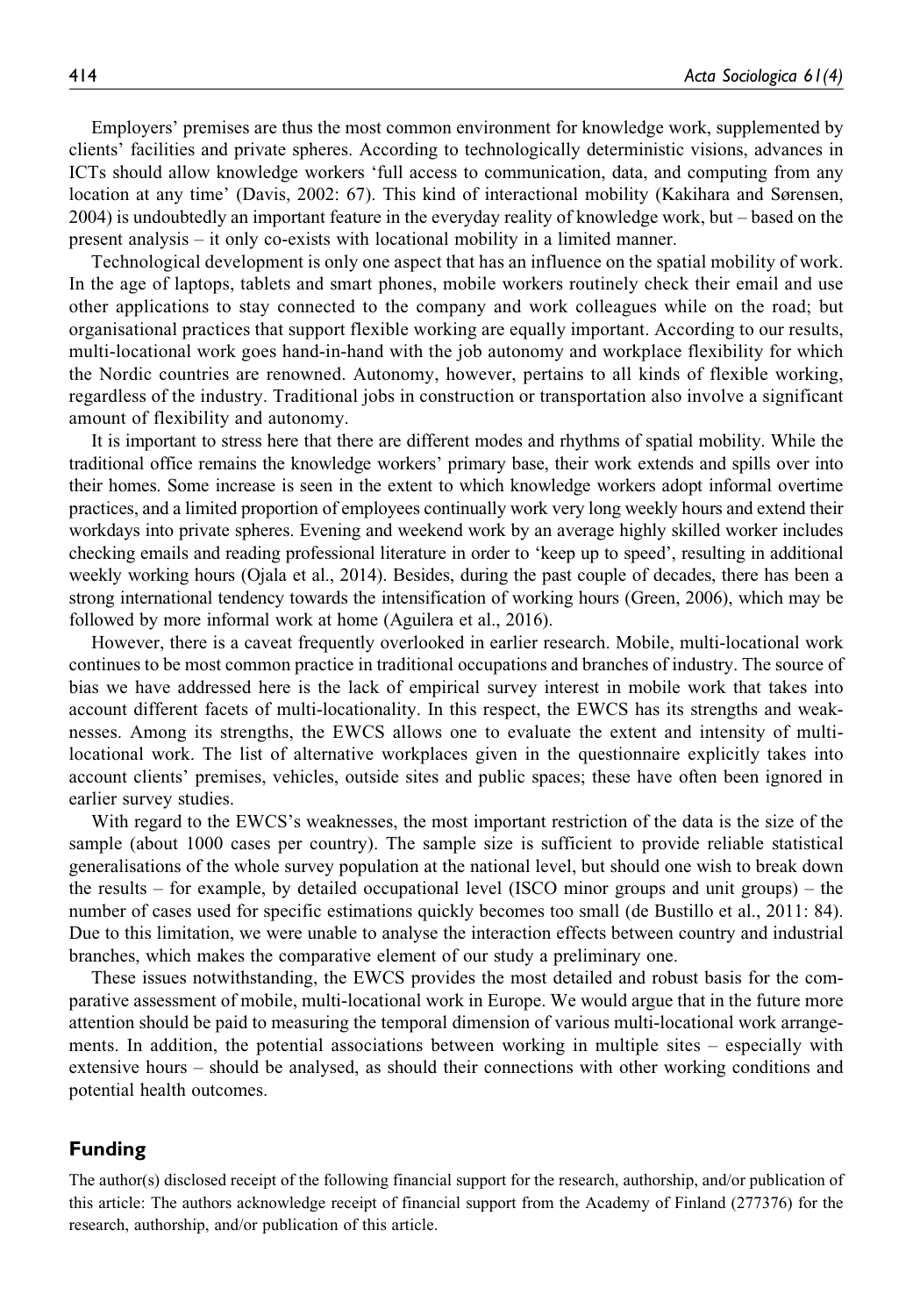Employers' premises are thus the most common environment for knowledge work, supplemented by clients' facilities and private spheres. According to technologically deterministic visions, advances in ICTs should allow knowledge workers 'full access to communication, data, and computing from any location at any time' (Davis, 2002: 67). This kind of interactional mobility (Kakihara and Sørensen, 2004) is undoubtedly an important feature in the everyday reality of knowledge work, but – based on the present analysis – it only co-exists with locational mobility in a limited manner.

Technological development is only one aspect that has an influence on the spatial mobility of work. In the age of laptops, tablets and smart phones, mobile workers routinely check their email and use other applications to stay connected to the company and work colleagues while on the road; but organisational practices that support flexible working are equally important. According to our results, multi-locational work goes hand-in-hand with the job autonomy and workplace flexibility for which the Nordic countries are renowned. Autonomy, however, pertains to all kinds of flexible working, regardless of the industry. Traditional jobs in construction or transportation also involve a significant amount of flexibility and autonomy.

It is important to stress here that there are different modes and rhythms of spatial mobility. While the traditional office remains the knowledge workers' primary base, their work extends and spills over into their homes. Some increase is seen in the extent to which knowledge workers adopt informal overtime practices, and a limited proportion of employees continually work very long weekly hours and extend their workdays into private spheres. Evening and weekend work by an average highly skilled worker includes checking emails and reading professional literature in order to 'keep up to speed', resulting in additional weekly working hours (Ojala et al., 2014). Besides, during the past couple of decades, there has been a strong international tendency towards the intensification of working hours (Green, 2006), which may be followed by more informal work at home (Aguilera et al., 2016).

However, there is a caveat frequently overlooked in earlier research. Mobile, multi-locational work continues to be most common practice in traditional occupations and branches of industry. The source of bias we have addressed here is the lack of empirical survey interest in mobile work that takes into account different facets of multi-locationality. In this respect, the EWCS has its strengths and weaknesses. Among its strengths, the EWCS allows one to evaluate the extent and intensity of multi-locational work. The list of alternative workplaces given in the questionnaire explicitly takes into account clients' premises, vehicles, outside sites and public spaces; these have often been ignored in earlier survey studies.

With regard to the EWCS's weaknesses, the most important restriction of the data is the size of the sample (about 1000 cases per country). The sample size is sufficient to provide reliable statistical generalisations of the whole survey population at the national level, but should one wish to break down the results – for example, by detailed occupational level (ISCO minor groups and unit groups) – the number of cases used for specific estimations quickly becomes too small (de Bustillo et al., 2011: 84). Due to this limitation, we were unable to analyse the interaction effects between country and industrial branches, which makes the comparative element of our study a preliminary one.

These issues notwithstanding, the EWCS provides the most detailed and robust basis for the comparative assessment of mobile, multi-locational work in Europe. We would argue that in the future more attention should be paid to measuring the temporal dimension of various multi-locational work arrangements. In addition, the potential associations between working in multiple sites – especially with extensive hours – should be analysed, as should their connections with other working conditions and potential health outcomes.

## Funding

The author(s) disclosed receipt of the following financial support for the research, authorship, and/or publication of this article: The authors acknowledge receipt of financial support from the Academy of Finland (277376) for the research, authorship, and/or publication of this article.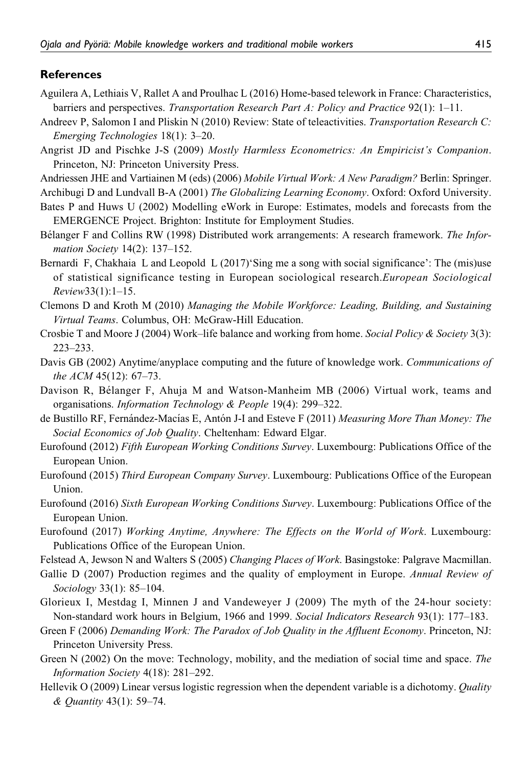## References

Aguilera A, Lethiais V, Rallet A and Proulhac L (2016) Home-based telework in France: Characteristics, barriers and perspectives. *Transportation Research Part A: Policy and Practice* 92(1): 1–11.

Andreev P, Salomon I and Pliskin N (2010) Review: State of teleactivities. *Transportation Research C: Emerging Technologies* 18(1): 3–20.

Angrist JD and Pischke J-S (2009) *Mostly Harmless Econometrics: An Empiricist's Companion*. Princeton, NJ: Princeton University Press.

Andriessen JHE and Vartiainen M (eds) (2006) *Mobile Virtual Work: A New Paradigm?* Berlin: Springer.

Archibugi D and Lundvall B-A (2001) *The Globalizing Learning Economy*. Oxford: Oxford University.

Bates P and Huws U (2002) Modelling eWork in Europe: Estimates, models and forecasts from the EMERGENCE Project. Brighton: Institute for Employment Studies.

Bélanger F and Collins RW (1998) Distributed work arrangements: A research framework. *The Information Society* 14(2): 137–152.

Bernardi F, Chakhaia L and Leopold L (2017)'Sing me a song with social significance': The (mis)use of statistical significance testing in European sociological research.*European Sociological Review*33(1):1–15.

Clemons D and Kroth M (2010) *Managing the Mobile Workforce: Leading, Building, and Sustaining Virtual Teams*. Columbus, OH: McGraw-Hill Education.

Crosbie T and Moore J (2004) Work–life balance and working from home. *Social Policy & Society* 3(3): 223–233.

Davis GB (2002) Anytime/anyplace computing and the future of knowledge work. *Communications of the ACM* 45(12): 67–73.

Davison R, Bélanger F, Ahuja M and Watson-Manheim MB (2006) Virtual work, teams and organisations. *Information Technology & People* 19(4): 299–322.

de Bustillo RF, Fernández-Macías E, Antón J-I and Esteve F (2011) *Measuring More Than Money: The Social Economics of Job Quality*. Cheltenham: Edward Elgar.

Eurofound (2012) *Fifth European Working Conditions Survey*. Luxembourg: Publications Office of the European Union.

Eurofound (2015) *Third European Company Survey*. Luxembourg: Publications Office of the European Union.

Eurofound (2016) *Sixth European Working Conditions Survey*. Luxembourg: Publications Office of the European Union.

Eurofound (2017) *Working Anytime, Anywhere: The Effects on the World of Work*. Luxembourg: Publications Office of the European Union.

Felstead A, Jewson N and Walters S (2005) *Changing Places of Work*. Basingstoke: Palgrave Macmillan.

Gallie D (2007) Production regimes and the quality of employment in Europe. *Annual Review of Sociology* 33(1): 85–104.

Glorieux I, Mestdag I, Minnen J and Vandeweyer J (2009) The myth of the 24-hour society: Non-standard work hours in Belgium, 1966 and 1999. *Social Indicators Research* 93(1): 177–183.

Green F (2006) *Demanding Work: The Paradox of Job Quality in the Affluent Economy*. Princeton, NJ: Princeton University Press.

Green N (2002) On the move: Technology, mobility, and the mediation of social time and space. *The Information Society* 4(18): 281–292.

Hellevik O (2009) Linear versus logistic regression when the dependent variable is a dichotomy. *Quality & Quantity* 43(1): 59–74.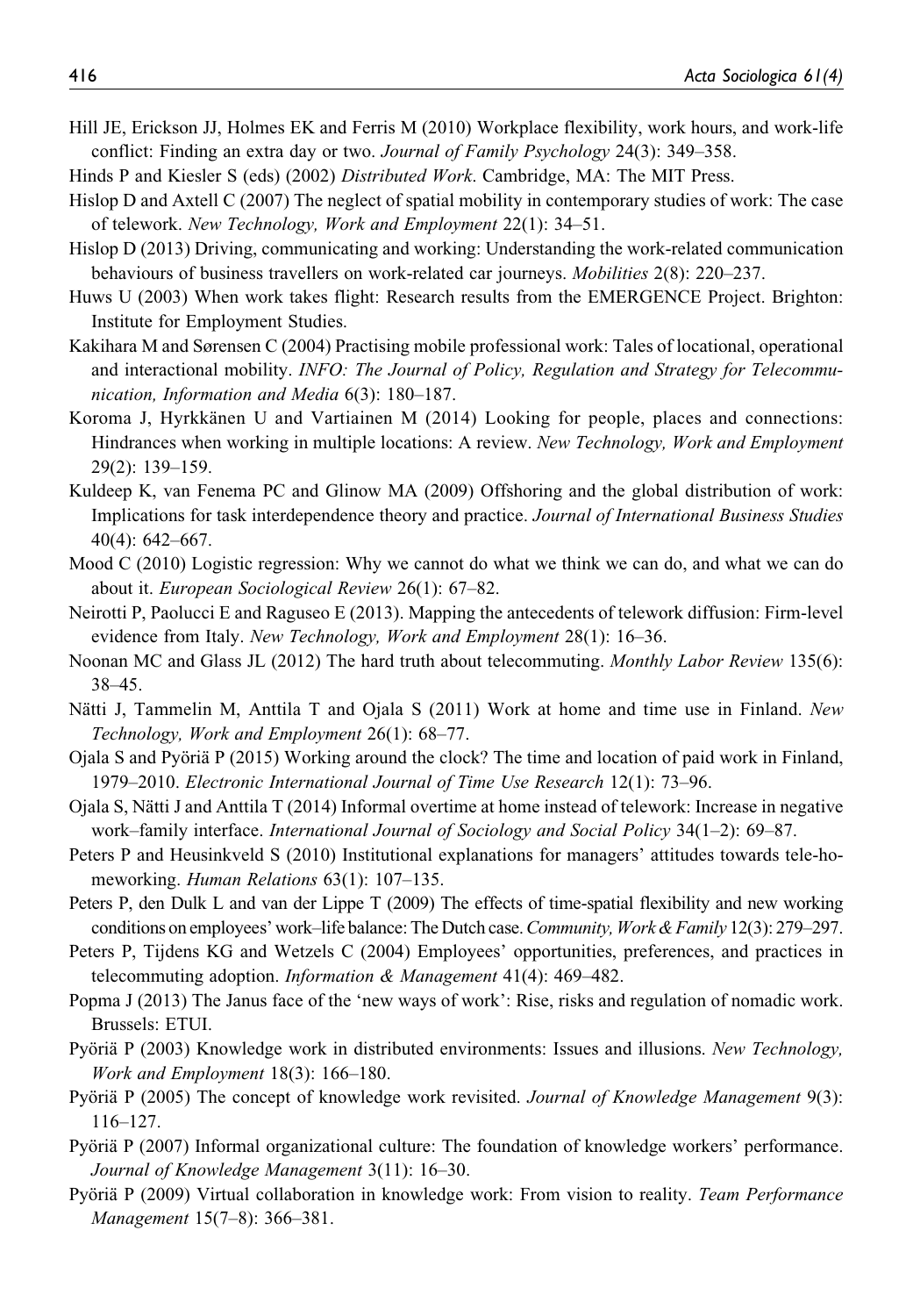Hill JE, Erickson JJ, Holmes EK and Ferris M (2010) Workplace flexibility, work hours, and work-life conflict: Finding an extra day or two. *Journal of Family Psychology* 24(3): 349–358.

Hinds P and Kiesler S (eds) (2002) *Distributed Work*. Cambridge, MA: The MIT Press.

Hislop D and Axtell C (2007) The neglect of spatial mobility in contemporary studies of work: The case of telework. *New Technology, Work and Employment* 22(1): 34–51.

Hislop D (2013) Driving, communicating and working: Understanding the work-related communication behaviours of business travellers on work-related car journeys. *Mobilities* 2(8): 220–237.

Huws U (2003) When work takes flight: Research results from the EMERGENCE Project. Brighton: Institute for Employment Studies.

Kakihara M and Sørensen C (2004) Practising mobile professional work: Tales of locational, operational and interactional mobility. *INFO: The Journal of Policy, Regulation and Strategy for Telecommunication, Information and Media* 6(3): 180–187.

Koroma J, Hyrkkänen U and Vartiainen M (2014) Looking for people, places and connections: Hindrances when working in multiple locations: A review. *New Technology, Work and Employment* 29(2): 139–159.

Kuldeep K, van Fenema PC and Glinow MA (2009) Offshoring and the global distribution of work: Implications for task interdependence theory and practice. *Journal of International Business Studies* 40(4): 642–667.

Mood C (2010) Logistic regression: Why we cannot do what we think we can do, and what we can do about it. *European Sociological Review* 26(1): 67–82.

Neirotti P, Paolucci E and Raguseo E (2013). Mapping the antecedents of telework diffusion: Firm-level evidence from Italy. *New Technology, Work and Employment* 28(1): 16–36.

Noonan MC and Glass JL (2012) The hard truth about telecommuting. *Monthly Labor Review* 135(6): 38–45.

Nätti J, Tammelin M, Anttila T and Ojala S (2011) Work at home and time use in Finland. *New Technology, Work and Employment* 26(1): 68–77.

Ojala S and Pyöriä P (2015) Working around the clock? The time and location of paid work in Finland, 1979–2010. *Electronic International Journal of Time Use Research* 12(1): 73–96.

Ojala S, Nätti J and Anttila T (2014) Informal overtime at home instead of telework: Increase in negative work–family interface. *International Journal of Sociology and Social Policy* 34(1–2): 69–87.

Peters P and Heusinkveld S (2010) Institutional explanations for managers' attitudes towards tele-homeworking. *Human Relations* 63(1): 107–135.

Peters P, den Dulk L and van der Lippe T (2009) The effects of time-spatial flexibility and new working conditions on employees' work–life balance: The Dutch case. *Community, Work & Family* 12(3): 279–297.

Peters P, Tijdens KG and Wetzels C (2004) Employees' opportunities, preferences, and practices in telecommuting adoption. *Information & Management* 41(4): 469–482.

Popma J (2013) The Janus face of the 'new ways of work': Rise, risks and regulation of nomadic work. Brussels: ETUI.

Pyöriä P (2003) Knowledge work in distributed environments: Issues and illusions. *New Technology, Work and Employment* 18(3): 166–180.

Pyöriä P (2005) The concept of knowledge work revisited. *Journal of Knowledge Management* 9(3): 116–127.

Pyöriä P (2007) Informal organizational culture: The foundation of knowledge workers' performance. *Journal of Knowledge Management* 3(11): 16–30.

Pyöriä P (2009) Virtual collaboration in knowledge work: From vision to reality. *Team Performance Management* 15(7–8): 366–381.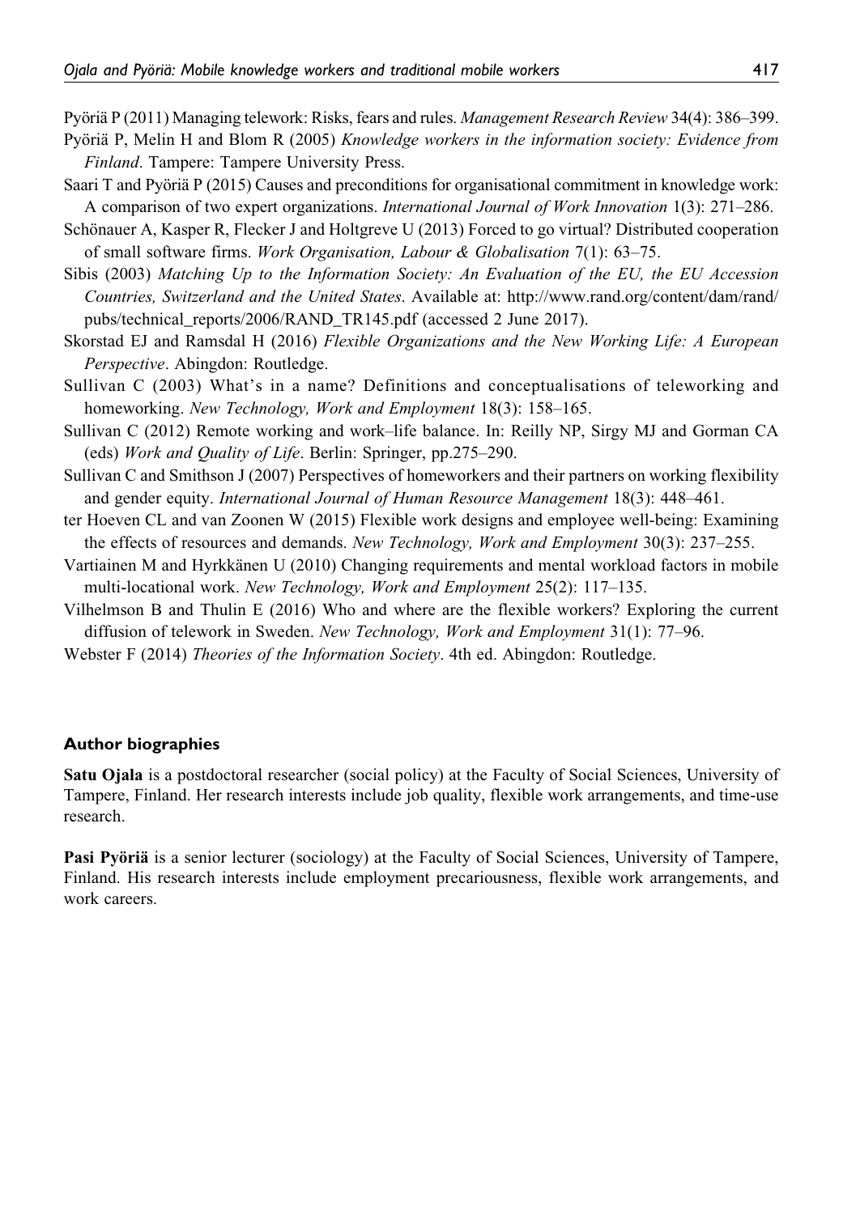Pyöriä P (2011) Managing telework: Risks, fears and rules. *Management Research Review* 34(4): 386–399.

Pyöriä P, Melin H and Blom R (2005) *Knowledge workers in the information society: Evidence from Finland*. Tampere: Tampere University Press.

Saari T and Pyöriä P (2015) Causes and preconditions for organisational commitment in knowledge work: A comparison of two expert organizations. *International Journal of Work Innovation* 1(3): 271–286.

Schönauer A, Kasper R, Flecker J and Holtgreve U (2013) Forced to go virtual? Distributed cooperation of small software firms. *Work Organisation, Labour & Globalisation* 7(1): 63–75.

Sibis (2003) *Matching Up to the Information Society: An Evaluation of the EU, the EU Accession Countries, Switzerland and the United States*. Available at: http://www.rand.org/content/dam/rand/pubs/technical_reports/2006/RAND_TR145.pdf (accessed 2 June 2017).

Skorstad EJ and Ramsdal H (2016) *Flexible Organizations and the New Working Life: A European Perspective*. Abingdon: Routledge.

Sullivan C (2003) What's in a name? Definitions and conceptualisations of teleworking and homeworking. *New Technology, Work and Employment* 18(3): 158–165.

Sullivan C (2012) Remote working and work–life balance. In: Reilly NP, Sirgy MJ and Gorman CA (eds) *Work and Quality of Life*. Berlin: Springer, pp.275–290.

Sullivan C and Smithson J (2007) Perspectives of homeworkers and their partners on working flexibility and gender equity. *International Journal of Human Resource Management* 18(3): 448–461.

ter Hoeven CL and van Zoonen W (2015) Flexible work designs and employee well-being: Examining the effects of resources and demands. *New Technology, Work and Employment* 30(3): 237–255.

Vartiainen M and Hyrkkänen U (2010) Changing requirements and mental workload factors in mobile multi-locational work. *New Technology, Work and Employment* 25(2): 117–135.

Vilhelmson B and Thulin E (2016) Who and where are the flexible workers? Exploring the current diffusion of telework in Sweden. *New Technology, Work and Employment* 31(1): 77–96.

Webster F (2014) *Theories of the Information Society*. 4th ed. Abingdon: Routledge.

### Author biographies

**Satu Ojala** is a postdoctoral researcher (social policy) at the Faculty of Social Sciences, University of Tampere, Finland. Her research interests include job quality, flexible work arrangements, and time-use research.

**Pasi Pyöriä** is a senior lecturer (sociology) at the Faculty of Social Sciences, University of Tampere, Finland. His research interests include employment precariousness, flexible work arrangements, and work careers.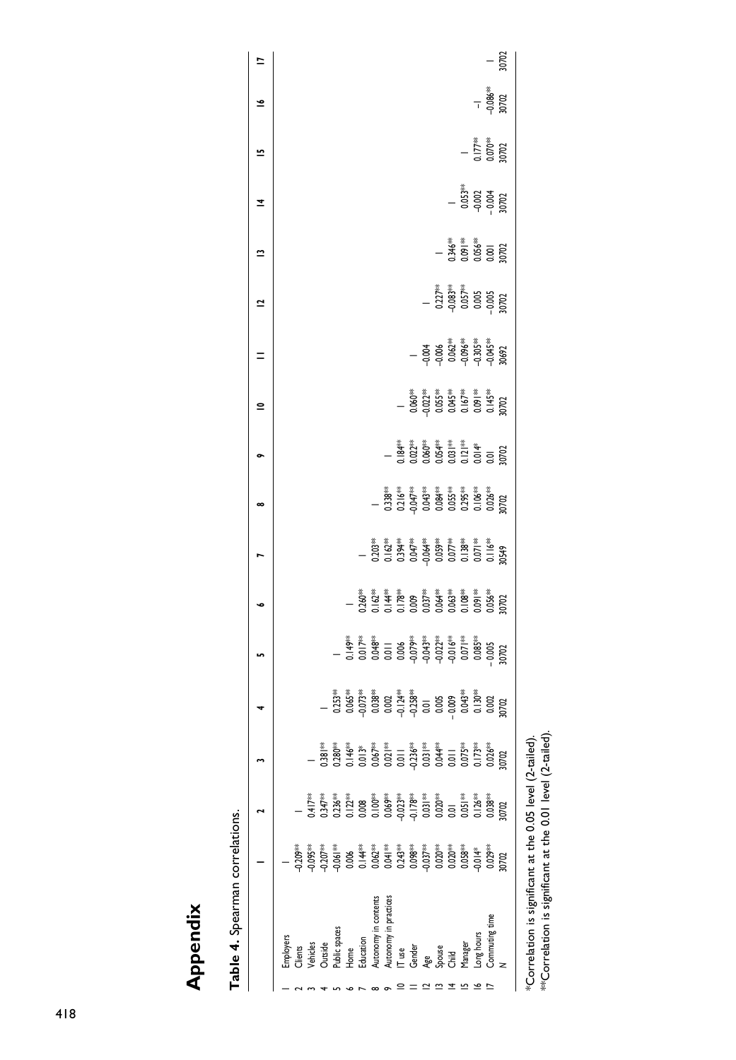# Appendix

**Table 4.** Spearman correlations.

| | | 1 | 2 | 3 | 4 | 5 | 6 | 7 | 8 | 9 | 10 | 11 | 12 | 13 | 14 | 15 | 16 | 17 |
|---|---|---|---|---|---|---|---|---|---|---|---|---|---|---|---|---|---|---|
| 1 | Employers | – | | | | | | | | | | | | | | | | |
| 2 | Clients | -0.209** | – | | | | | | | | | | | | | | | |
| 3 | Vehicles | -0.095** | 0.417** | – | | | | | | | | | | | | | | |
| 4 | Outside | -0.207** | 0.347** | 0.381** | – | | | | | | | | | | | | | |
| 5 | Public spaces | -0.061** | 0.236** | 0.280** | 0.253** | – | | | | | | | | | | | | |
| 6 | Home | 0.006 | 0.122** | 0.146** | 0.065** | 0.149** | – | | | | | | | | | | | |
| 7 | Education | 0.144** | 0.008 | 0.013* | -0.073** | 0.017** | 0.260** | – | | | | | | | | | | |
| 8 | Autonomy in contents | 0.062** | 0.100** | 0.067** | 0.038** | 0.048** | 0.162** | 0.203** | – | | | | | | | | | |
| 9 | Autonomy in practices | 0.041** | 0.069** | 0.021** | 0.002 | 0.011 | 0.144** | 0.162** | 0.338** | – | | | | | | | | |
| 10 | IT use | 0.243** | -0.023** | 0.011 | -0.124** | 0.006 | 0.178** | 0.394** | 0.216** | 0.184** | – | | | | | | | |
| 11 | Gender | 0.098** | -0.178** | -0.236** | -0.258** | -0.079** | 0.009 | 0.047** | -0.047** | 0.022** | 0.060** | – | | | | | | |
| 12 | Age | -0.037** | 0.031** | 0.031** | 0.01 | -0.043** | 0.037** | -0.064** | 0.043** | 0.060** | -0.022** | -0.004 | – | | | | | |
| 13 | Spouse | 0.020** | 0.020** | 0.044** | 0.005 | -0.022** | 0.064** | 0.059** | 0.084** | 0.054** | 0.055** | -0.006 | 0.227** | – | | | | |
| 14 | Child | 0.020** | 0.01 | 0.011 | -0.009 | -0.016** | 0.063** | 0.077** | 0.055** | 0.031** | 0.045** | 0.062** | -0.083** | 0.346** | – | | | |
| 15 | Manager | 0.058** | 0.051** | 0.075** | 0.043** | 0.071** | 0.108** | 0.138** | 0.295** | 0.121** | 0.167** | -0.096** | 0.057** | 0.091** | 0.053** | – | | |
| 16 | Long hours | -0.014* | 0.126** | 0.173** | 0.130** | 0.085** | 0.091** | 0.071** | 0.106** | 0.014* | 0.091** | -0.305** | 0.005 | 0.056** | -0.002 | 0.177** | – | |
| 17 | Commuting time | 0.029** | 0.038** | 0.026** | 0.002 | -0.005 | 0.056** | 0.116** | 0.026** | 0.01 | 0.145** | -0.045** | -0.005 | 0.001 | -0.004 | 0.070** | -0.086** | – |
| | N | 30702 | 30702 | 30702 | 30702 | 30702 | 30702 | 30549 | 30702 | 30702 | 30702 | 30692 | 30702 | 30702 | 30702 | 30702 | 30702 | 30702 |

*Correlation is significant at the 0.05 level (2-tailed).
**Correlation is significant at the 0.01 level (2-tailed).